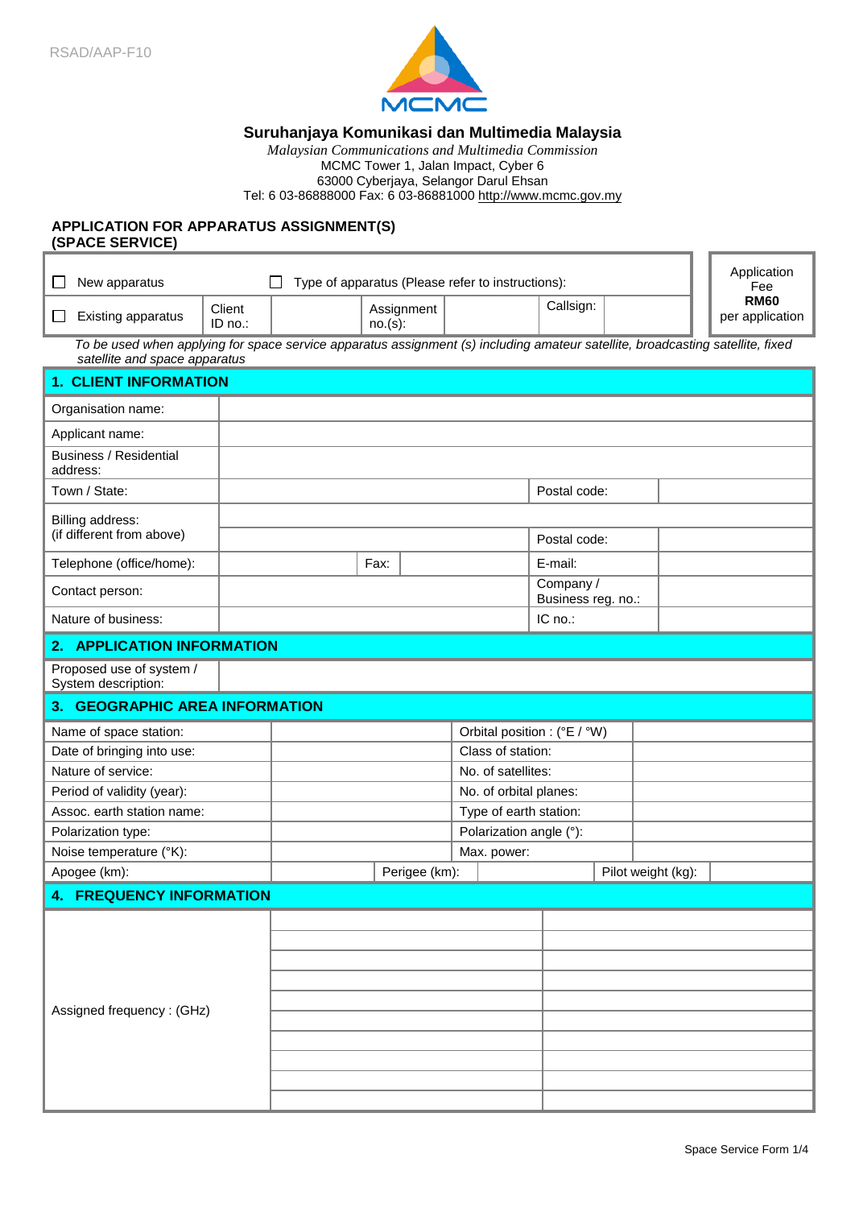RSAD/AAP-F10

**Suruhanjaya Komunikasi dan Multimedia Malaysia**

*Malaysian Communications and Multimedia Commission*
MCMC Tower 1, Jalan Impact, Cyber 6
63000 Cyberjaya, Selangor Darul Ehsan
Tel: 6 03-86888000 Fax: 6 03-86881000 http://www.mcmc.gov.my

## APPLICATION FOR APPARATUS ASSIGNMENT(S) (SPACE SERVICE)

| ☐ New apparatus | | ☐ Type of apparatus (Please refer to instructions): | | | | Application Fee **RM60** per application |
|---|---|---|---|---|---|---|
| ☐ Existing apparatus | Client ID no.: | | Assignment no.(s): | | Callsign: | |

*To be used when applying for space service apparatus assignment (s) including amateur satellite, broadcasting satellite, fixed satellite and space apparatus*

### 1. CLIENT INFORMATION

| | | | | | |
|---|---|---|---|---|---|
| Organisation name: | | | | | |
| Applicant name: | | | | | |
| Business / Residential address: | | | | | |
| Town / State: | | | | Postal code: | |
| Billing address: (if different from above) | | | | | |
| | | | | Postal code: | |
| Telephone (office/home): | | Fax: | | E-mail: | |
| Contact person: | | | | Company / Business reg. no.: | |
| Nature of business: | | | | IC no.: | |

### 2. APPLICATION INFORMATION

| | |
|---|---|
| Proposed use of system / System description: | |

### 3. GEOGRAPHIC AREA INFORMATION

| | | | | | |
|---|---|---|---|---|---|
| Name of space station: | | Orbital position : (°E / °W) | | | |
| Date of bringing into use: | | Class of station: | | | |
| Nature of service: | | No. of satellites: | | | |
| Period of validity (year): | | No. of orbital planes: | | | |
| Assoc. earth station name: | | Type of earth station: | | | |
| Polarization type: | | Polarization angle (°): | | | |
| Noise temperature (°K): | | Max. power: | | | |
| Apogee (km): | | Perigee (km): | | Pilot weight (kg): | |

### 4. FREQUENCY INFORMATION

| | | |
|---|---|---|
| Assigned frequency : (GHz) | | |
| | | |
| | | |
| | | |
| | | |
| | | |
| | | |
| | | |
| | | |
| | | |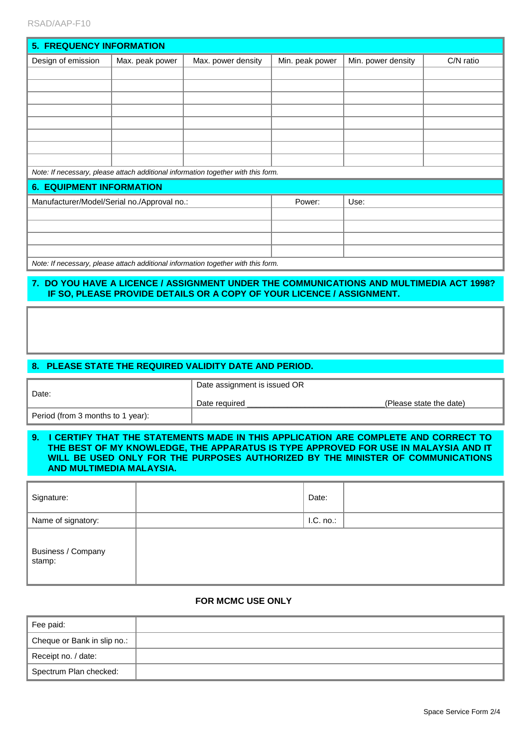## 5. FREQUENCY INFORMATION

| Design of emission | Max. peak power | Max. power density | Min. peak power | Min. power density | C/N ratio |
|---|---|---|---|---|---|
| | | | | | |
| | | | | | |
| | | | | | |
| | | | | | |
| | | | | | |
| | | | | | |
| | | | | | |
| | | | | | |

*Note: If necessary, please attach additional information together with this form.*

## 6. EQUIPMENT INFORMATION

| Manufacturer/Model/Serial no./Approval no.: | Power: | Use: |
|---|---|---|
| | | |
| | | |
| | | |
| | | |

*Note: If necessary, please attach additional information together with this form.*

## 7. DO YOU HAVE A LICENCE / ASSIGNMENT UNDER THE COMMUNICATIONS AND MULTIMEDIA ACT 1998? IF SO, PLEASE PROVIDE DETAILS OR A COPY OF YOUR LICENCE / ASSIGNMENT.

|   |
|---|
|   |

## 8. PLEASE STATE THE REQUIRED VALIDITY DATE AND PERIOD.

| Date: | Date assignment is issued OR<br>Date required ______________________________(Please state the date) |
|---|---|
| Period (from 3 months to 1 year): | |

## 9. I CERTIFY THAT THE STATEMENTS MADE IN THIS APPLICATION ARE COMPLETE AND CORRECT TO THE BEST OF MY KNOWLEDGE, THE APPARATUS IS TYPE APPROVED FOR USE IN MALAYSIA AND IT WILL BE USED ONLY FOR THE PURPOSES AUTHORIZED BY THE MINISTER OF COMMUNICATIONS AND MULTIMEDIA MALAYSIA.

| Signature: | | Date: | |
|---|---|---|---|
| Name of signatory: | | I.C. no.: | |
| Business / Company stamp: | | | |

**FOR MCMC USE ONLY**

| Fee paid: | |
|---|---|
| Cheque or Bank in slip no.: | |
| Receipt no. / date: | |
| Spectrum Plan checked: | |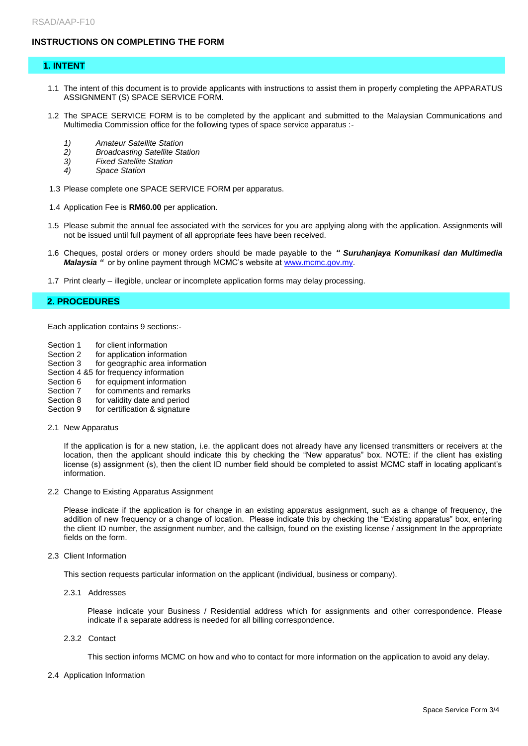# INSTRUCTIONS ON COMPLETING THE FORM

## 1. INTENT

1.1 The intent of this document is to provide applicants with instructions to assist them in properly completing the APPARATUS ASSIGNMENT (S) SPACE SERVICE FORM.

1.2 The SPACE SERVICE FORM is to be completed by the applicant and submitted to the Malaysian Communications and Multimedia Commission office for the following types of space service apparatus :-

1) *Amateur Satellite Station*
2) *Broadcasting Satellite Station*
3) *Fixed Satellite Station*
4) *Space Station*

1.3 Please complete one SPACE SERVICE FORM per apparatus.

1.4 Application Fee is **RM60.00** per application.

1.5 Please submit the annual fee associated with the services for you are applying along with the application. Assignments will not be issued until full payment of all appropriate fees have been received.

1.6 Cheques, postal orders or money orders should be made payable to the ***" Suruhanjaya Komunikasi dan Multimedia Malaysia "*** or by online payment through MCMC's website at www.mcmc.gov.my.

1.7 Print clearly – illegible, unclear or incomplete application forms may delay processing.

## 2. PROCEDURES

Each application contains 9 sections:-

- Section 1 for client information
- Section 2 for application information
- Section 3 for geographic area information
- Section 4 &5 for frequency information
- Section 6 for equipment information
- Section 7 for comments and remarks
- Section 8 for validity date and period
- Section 9 for certification & signature

2.1 New Apparatus

If the application is for a new station, i.e. the applicant does not already have any licensed transmitters or receivers at the location, then the applicant should indicate this by checking the "New apparatus" box. NOTE: if the client has existing license (s) assignment (s), then the client ID number field should be completed to assist MCMC staff in locating applicant's information.

2.2 Change to Existing Apparatus Assignment

Please indicate if the application is for change in an existing apparatus assignment, such as a change of frequency, the addition of new frequency or a change of location. Please indicate this by checking the "Existing apparatus" box, entering the client ID number, the assignment number, and the callsign, found on the existing license / assignment In the appropriate fields on the form.

2.3 Client Information

This section requests particular information on the applicant (individual, business or company).

2.3.1 Addresses

Please indicate your Business / Residential address which for assignments and other correspondence. Please indicate if a separate address is needed for all billing correspondence.

2.3.2 Contact

This section informs MCMC on how and who to contact for more information on the application to avoid any delay.

2.4 Application Information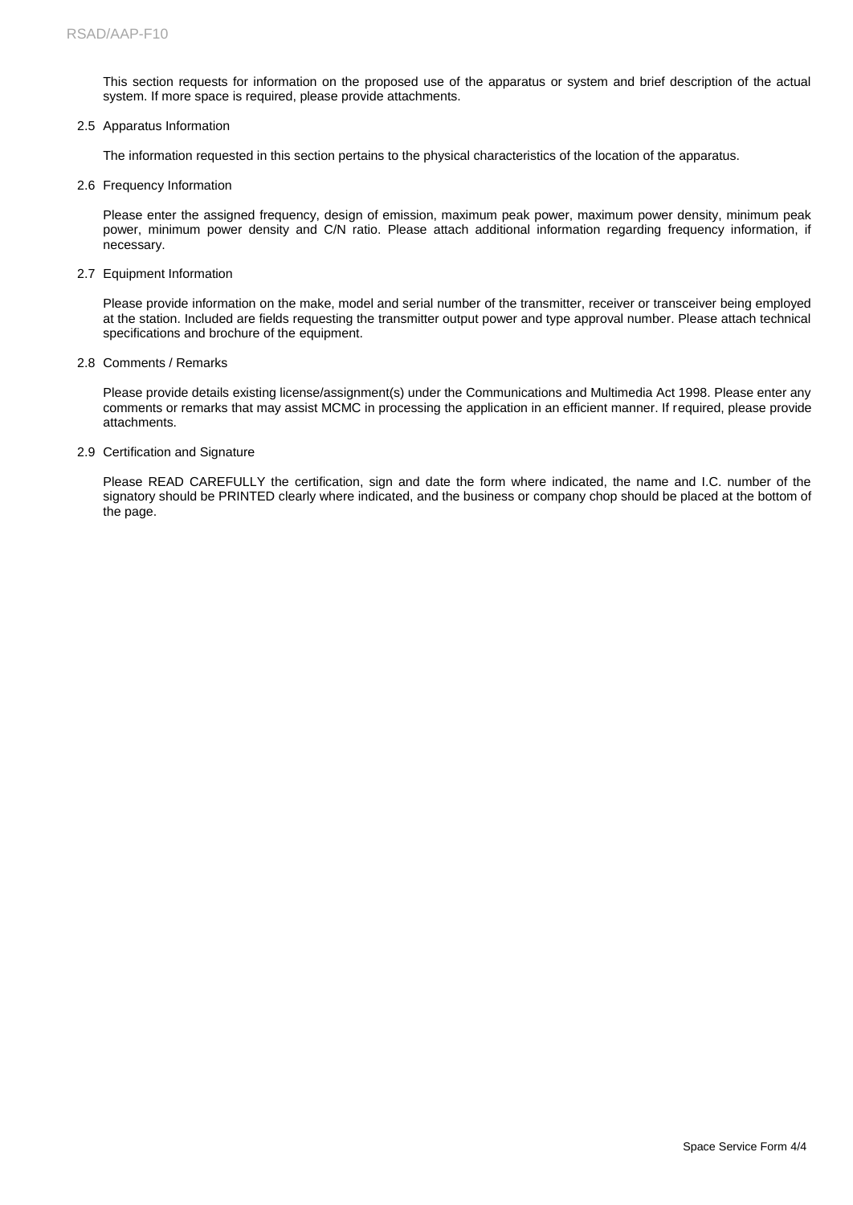This section requests for information on the proposed use of the apparatus or system and brief description of the actual system. If more space is required, please provide attachments.

2.5 Apparatus Information

The information requested in this section pertains to the physical characteristics of the location of the apparatus.

2.6 Frequency Information

Please enter the assigned frequency, design of emission, maximum peak power, maximum power density, minimum peak power, minimum power density and C/N ratio. Please attach additional information regarding frequency information, if necessary.

2.7 Equipment Information

Please provide information on the make, model and serial number of the transmitter, receiver or transceiver being employed at the station. Included are fields requesting the transmitter output power and type approval number. Please attach technical specifications and brochure of the equipment.

2.8 Comments / Remarks

Please provide details existing license/assignment(s) under the Communications and Multimedia Act 1998. Please enter any comments or remarks that may assist MCMC in processing the application in an efficient manner. If required, please provide attachments.

2.9 Certification and Signature

Please READ CAREFULLY the certification, sign and date the form where indicated, the name and I.C. number of the signatory should be PRINTED clearly where indicated, and the business or company chop should be placed at the bottom of the page.